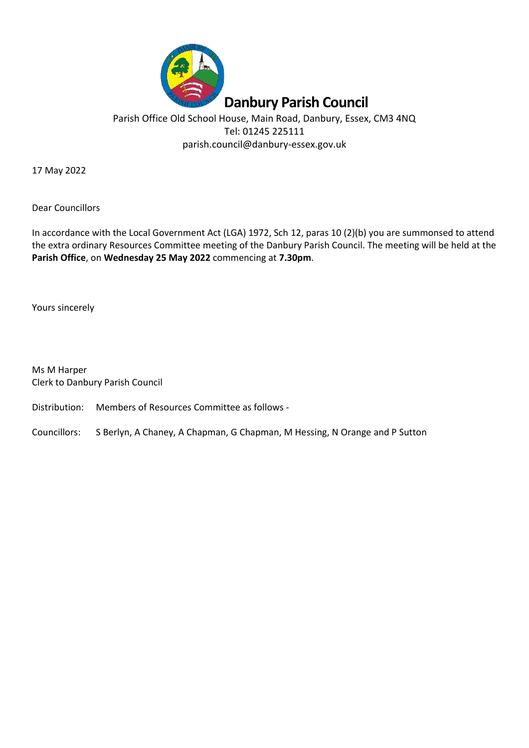# Danbury Parish Council

Parish Office Old School House, Main Road, Danbury, Essex, CM3 4NQ
Tel: 01245 225111
parish.council@danbury-essex.gov.uk

17 May 2022

Dear Councillors

In accordance with the Local Government Act (LGA) 1972, Sch 12, paras 10 (2)(b) you are summonsed to attend the extra ordinary Resources Committee meeting of the Danbury Parish Council. The meeting will be held at the **Parish Office**, on **Wednesday 25 May 2022** commencing at **7.30pm**.

Yours sincerely

Ms M Harper
Clerk to Danbury Parish Council

Distribution: Members of Resources Committee as follows -

Councillors: S Berlyn, A Chaney, A Chapman, G Chapman, M Hessing, N Orange and P Sutton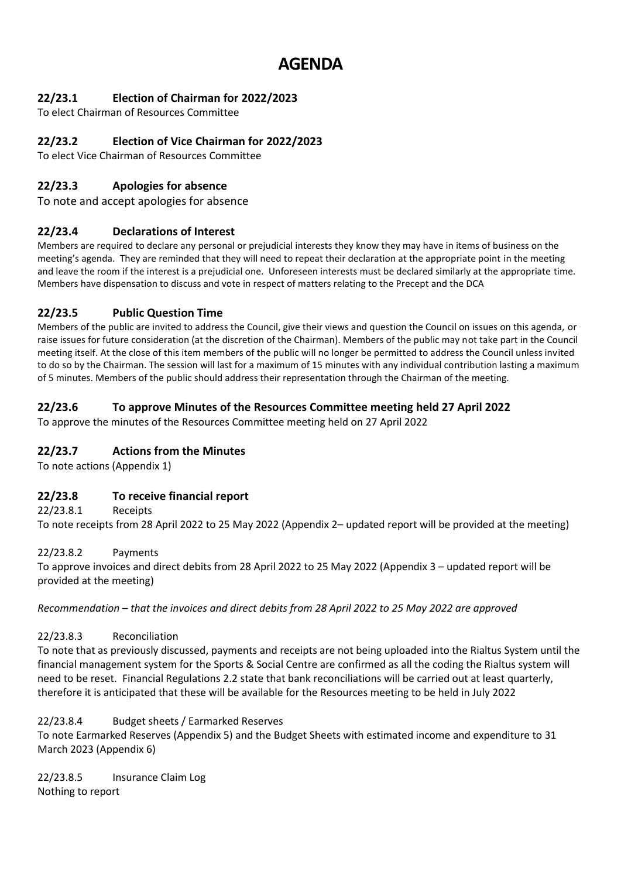# AGENDA

### 22/23.1 Election of Chairman for 2022/2023

To elect Chairman of Resources Committee

### 22/23.2 Election of Vice Chairman for 2022/2023

To elect Vice Chairman of Resources Committee

### 22/23.3 Apologies for absence

To note and accept apologies for absence

### 22/23.4 Declarations of Interest

Members are required to declare any personal or prejudicial interests they know they may have in items of business on the meeting's agenda. They are reminded that they will need to repeat their declaration at the appropriate point in the meeting and leave the room if the interest is a prejudicial one. Unforeseen interests must be declared similarly at the appropriate time. Members have dispensation to discuss and vote in respect of matters relating to the Precept and the DCA

### 22/23.5 Public Question Time

Members of the public are invited to address the Council, give their views and question the Council on issues on this agenda, or raise issues for future consideration (at the discretion of the Chairman). Members of the public may not take part in the Council meeting itself. At the close of this item members of the public will no longer be permitted to address the Council unless invited to do so by the Chairman. The session will last for a maximum of 15 minutes with any individual contribution lasting a maximum of 5 minutes. Members of the public should address their representation through the Chairman of the meeting.

### 22/23.6 To approve Minutes of the Resources Committee meeting held 27 April 2022

To approve the minutes of the Resources Committee meeting held on 27 April 2022

### 22/23.7 Actions from the Minutes

To note actions (Appendix 1)

### 22/23.8 To receive financial report

22/23.8.1 Receipts

To note receipts from 28 April 2022 to 25 May 2022 (Appendix 2– updated report will be provided at the meeting)

22/23.8.2 Payments

To approve invoices and direct debits from 28 April 2022 to 25 May 2022 (Appendix 3 – updated report will be provided at the meeting)

*Recommendation – that the invoices and direct debits from 28 April 2022 to 25 May 2022 are approved*

22/23.8.3 Reconciliation

To note that as previously discussed, payments and receipts are not being uploaded into the Rialtus System until the financial management system for the Sports & Social Centre are confirmed as all the coding the Rialtus system will need to be reset. Financial Regulations 2.2 state that bank reconciliations will be carried out at least quarterly, therefore it is anticipated that these will be available for the Resources meeting to be held in July 2022

22/23.8.4 Budget sheets / Earmarked Reserves

To note Earmarked Reserves (Appendix 5) and the Budget Sheets with estimated income and expenditure to 31 March 2023 (Appendix 6)

22/23.8.5 Insurance Claim Log

Nothing to report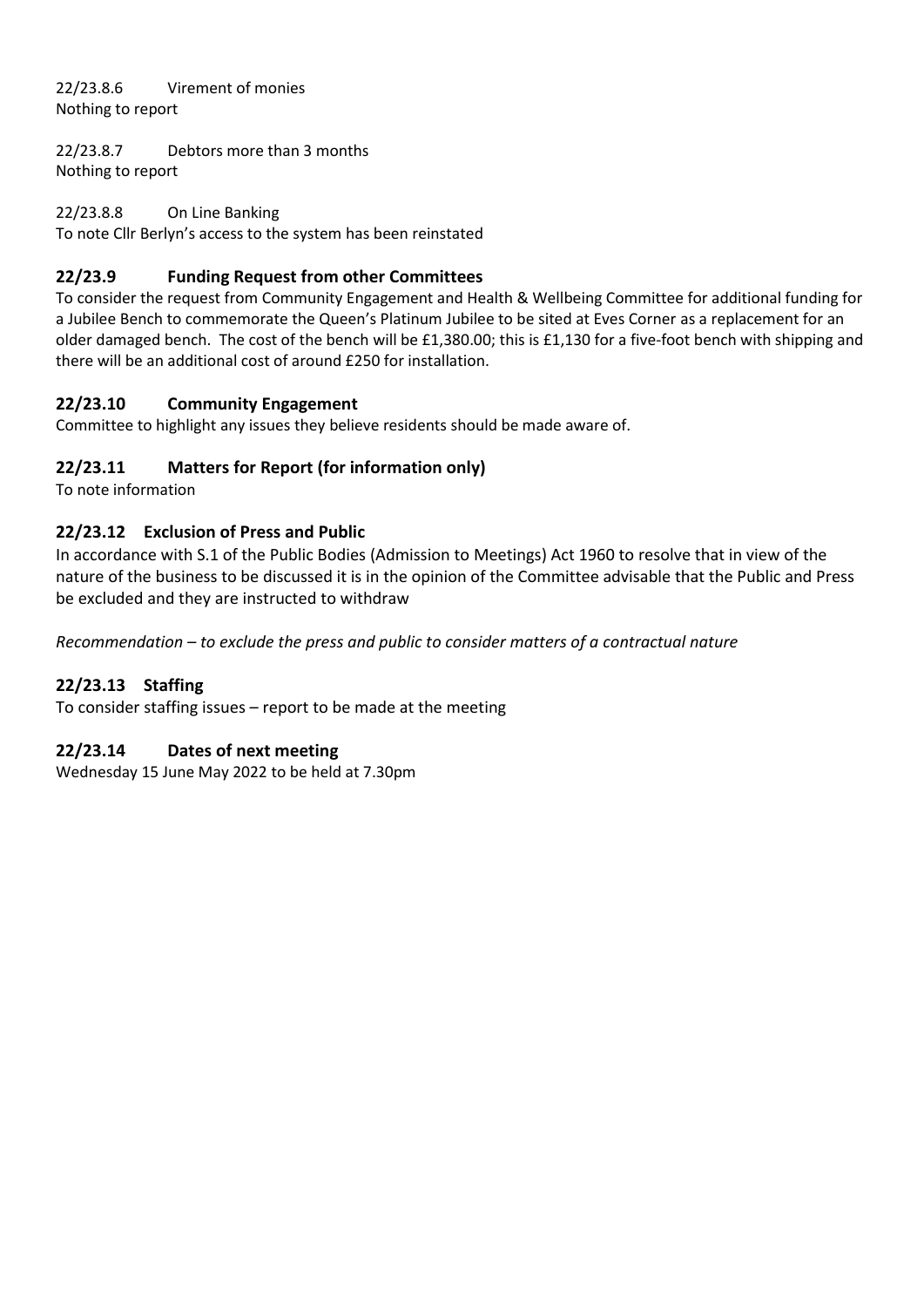22/23.8.6 Virement of monies
Nothing to report

22/23.8.7 Debtors more than 3 months
Nothing to report

22/23.8.8 On Line Banking
To note Cllr Berlyn's access to the system has been reinstated

### 22/23.9 Funding Request from other Committees

To consider the request from Community Engagement and Health & Wellbeing Committee for additional funding for a Jubilee Bench to commemorate the Queen's Platinum Jubilee to be sited at Eves Corner as a replacement for an older damaged bench. The cost of the bench will be £1,380.00; this is £1,130 for a five-foot bench with shipping and there will be an additional cost of around £250 for installation.

### 22/23.10 Community Engagement

Committee to highlight any issues they believe residents should be made aware of.

### 22/23.11 Matters for Report (for information only)

To note information

### 22/23.12 Exclusion of Press and Public

In accordance with S.1 of the Public Bodies (Admission to Meetings) Act 1960 to resolve that in view of the nature of the business to be discussed it is in the opinion of the Committee advisable that the Public and Press be excluded and they are instructed to withdraw

*Recommendation – to exclude the press and public to consider matters of a contractual nature*

### 22/23.13 Staffing

To consider staffing issues – report to be made at the meeting

### 22/23.14 Dates of next meeting

Wednesday 15 June May 2022 to be held at 7.30pm